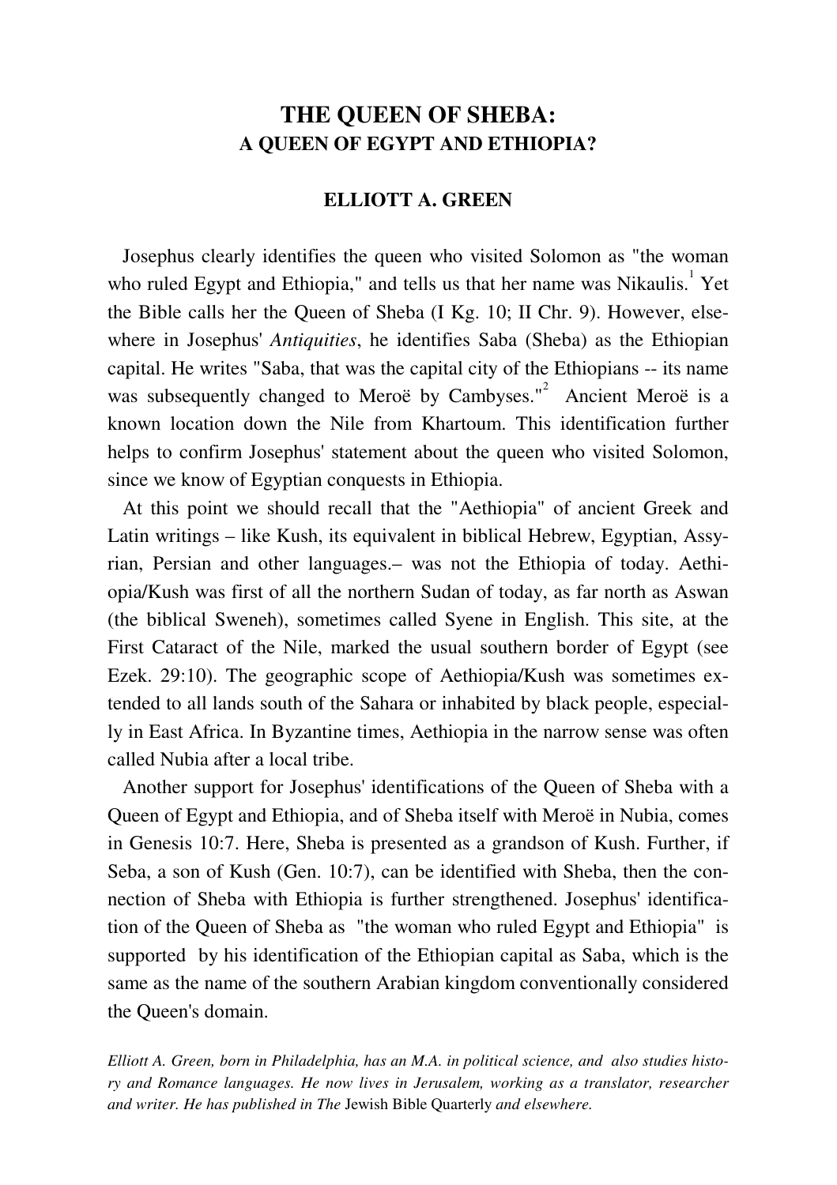# THE QUEEN OF SHEBA:
## A QUEEN OF EGYPT AND ETHIOPIA?

**ELLIOTT A. GREEN**

Josephus clearly identifies the queen who visited Solomon as "the woman who ruled Egypt and Ethiopia," and tells us that her name was Nikaulis.[1] Yet the Bible calls her the Queen of Sheba (I Kg. 10; II Chr. 9). However, elsewhere in Josephus' *Antiquities*, he identifies Saba (Sheba) as the Ethiopian capital. He writes "Saba, that was the capital city of the Ethiopians -- its name was subsequently changed to Meroë by Cambyses."[2] Ancient Meroë is a known location down the Nile from Khartoum. This identification further helps to confirm Josephus' statement about the queen who visited Solomon, since we know of Egyptian conquests in Ethiopia.

At this point we should recall that the "Aethiopia" of ancient Greek and Latin writings – like Kush, its equivalent in biblical Hebrew, Egyptian, Assyrian, Persian and other languages.– was not the Ethiopia of today. Aethiopia/Kush was first of all the northern Sudan of today, as far north as Aswan (the biblical Sweneh), sometimes called Syene in English. This site, at the First Cataract of the Nile, marked the usual southern border of Egypt (see Ezek. 29:10). The geographic scope of Aethiopia/Kush was sometimes extended to all lands south of the Sahara or inhabited by black people, especially in East Africa. In Byzantine times, Aethiopia in the narrow sense was often called Nubia after a local tribe.

Another support for Josephus' identifications of the Queen of Sheba with a Queen of Egypt and Ethiopia, and of Sheba itself with Meroë in Nubia, comes in Genesis 10:7. Here, Sheba is presented as a grandson of Kush. Further, if Seba, a son of Kush (Gen. 10:7), can be identified with Sheba, then the connection of Sheba with Ethiopia is further strengthened. Josephus' identification of the Queen of Sheba as "the woman who ruled Egypt and Ethiopia" is supported by his identification of the Ethiopian capital as Saba, which is the same as the name of the southern Arabian kingdom conventionally considered the Queen's domain.

*Elliott A. Green, born in Philadelphia, has an M.A. in political science, and also studies history and Romance languages. He now lives in Jerusalem, working as a translator, researcher and writer. He has published in The* Jewish Bible Quarterly *and elsewhere.*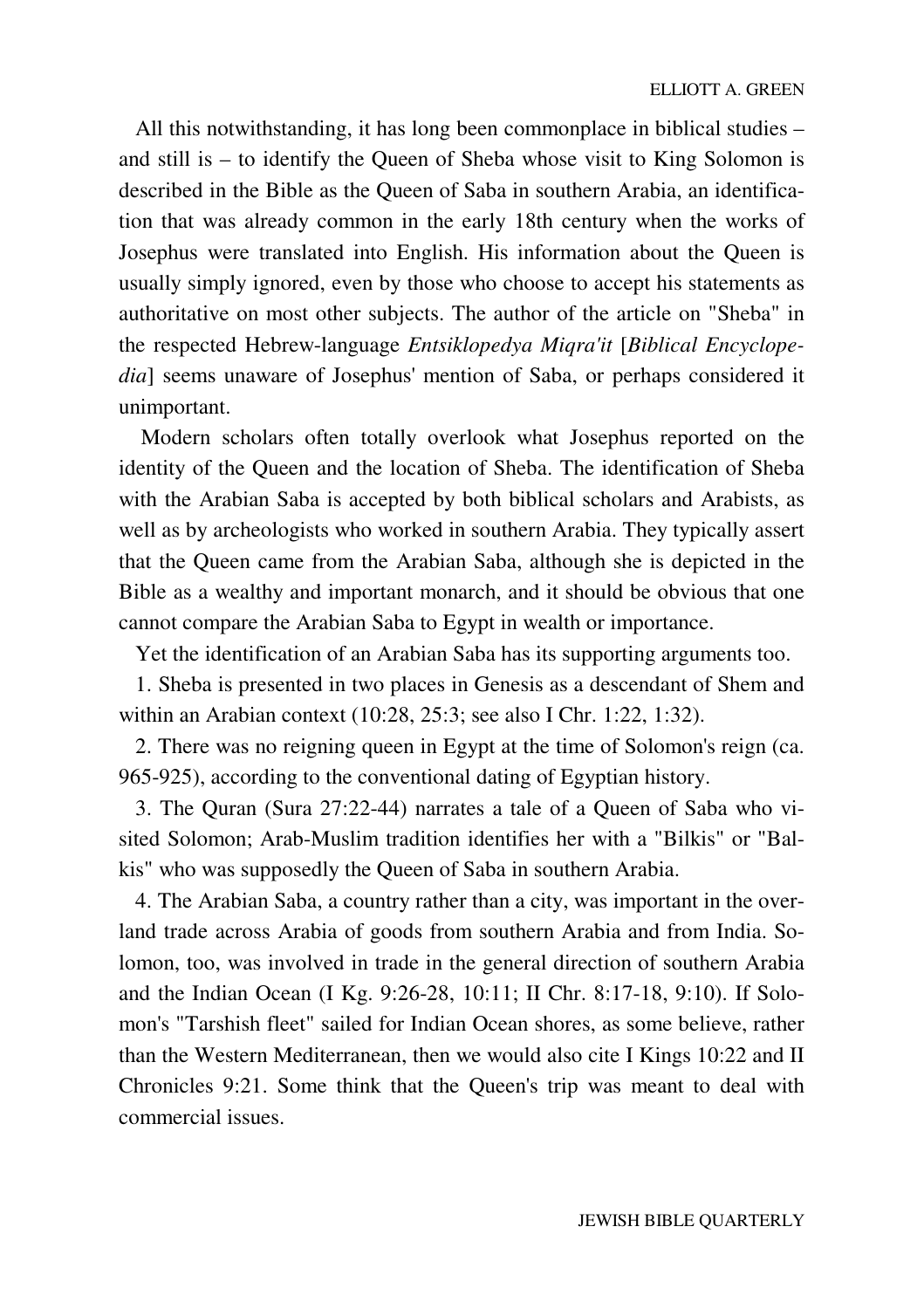All this notwithstanding, it has long been commonplace in biblical studies – and still is – to identify the Queen of Sheba whose visit to King Solomon is described in the Bible as the Queen of Saba in southern Arabia, an identification that was already common in the early 18th century when the works of Josephus were translated into English. His information about the Queen is usually simply ignored, even by those who choose to accept his statements as authoritative on most other subjects. The author of the article on "Sheba" in the respected Hebrew-language *Entsiklopedya Miqra'it* [*Biblical Encyclopedia*] seems unaware of Josephus' mention of Saba, or perhaps considered it unimportant.

Modern scholars often totally overlook what Josephus reported on the identity of the Queen and the location of Sheba. The identification of Sheba with the Arabian Saba is accepted by both biblical scholars and Arabists, as well as by archeologists who worked in southern Arabia. They typically assert that the Queen came from the Arabian Saba, although she is depicted in the Bible as a wealthy and important monarch, and it should be obvious that one cannot compare the Arabian Saba to Egypt in wealth or importance.

Yet the identification of an Arabian Saba has its supporting arguments too.

1. Sheba is presented in two places in Genesis as a descendant of Shem and within an Arabian context (10:28, 25:3; see also I Chr. 1:22, 1:32).

2. There was no reigning queen in Egypt at the time of Solomon's reign (ca. 965-925), according to the conventional dating of Egyptian history.

3. The Quran (Sura 27:22-44) narrates a tale of a Queen of Saba who visited Solomon; Arab-Muslim tradition identifies her with a "Bilkis" or "Balkis" who was supposedly the Queen of Saba in southern Arabia.

4. The Arabian Saba, a country rather than a city, was important in the overland trade across Arabia of goods from southern Arabia and from India. Solomon, too, was involved in trade in the general direction of southern Arabia and the Indian Ocean (I Kg. 9:26-28, 10:11; II Chr. 8:17-18, 9:10). If Solomon's "Tarshish fleet" sailed for Indian Ocean shores, as some believe, rather than the Western Mediterranean, then we would also cite I Kings 10:22 and II Chronicles 9:21. Some think that the Queen's trip was meant to deal with commercial issues.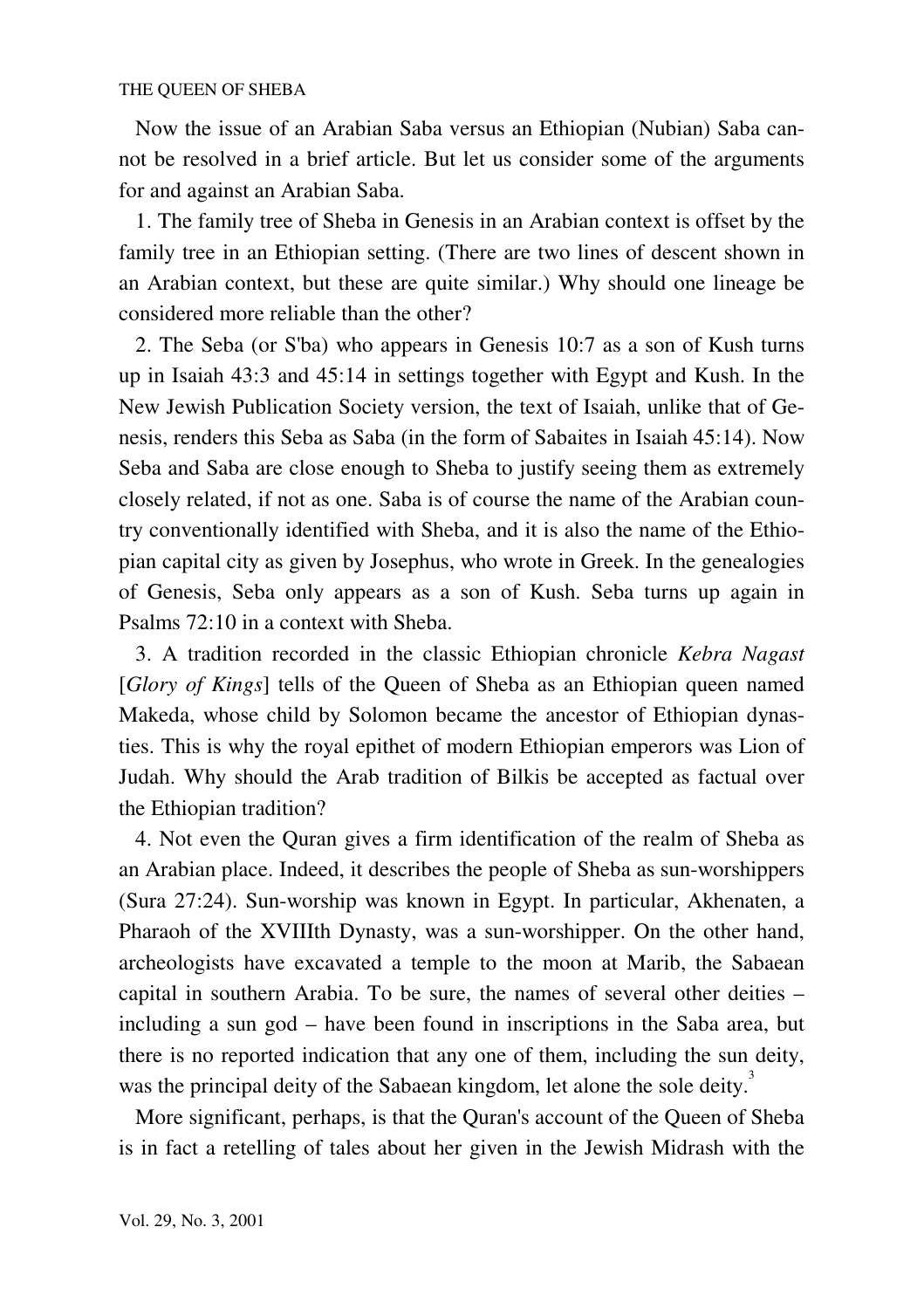Now the issue of an Arabian Saba versus an Ethiopian (Nubian) Saba cannot be resolved in a brief article. But let us consider some of the arguments for and against an Arabian Saba.

1. The family tree of Sheba in Genesis in an Arabian context is offset by the family tree in an Ethiopian setting. (There are two lines of descent shown in an Arabian context, but these are quite similar.) Why should one lineage be considered more reliable than the other?

2. The Seba (or S'ba) who appears in Genesis 10:7 as a son of Kush turns up in Isaiah 43:3 and 45:14 in settings together with Egypt and Kush. In the New Jewish Publication Society version, the text of Isaiah, unlike that of Genesis, renders this Seba as Saba (in the form of Sabaites in Isaiah 45:14). Now Seba and Saba are close enough to Sheba to justify seeing them as extremely closely related, if not as one. Saba is of course the name of the Arabian country conventionally identified with Sheba, and it is also the name of the Ethiopian capital city as given by Josephus, who wrote in Greek. In the genealogies of Genesis, Seba only appears as a son of Kush. Seba turns up again in Psalms 72:10 in a context with Sheba.

3. A tradition recorded in the classic Ethiopian chronicle *Kebra Nagast* [*Glory of Kings*] tells of the Queen of Sheba as an Ethiopian queen named Makeda, whose child by Solomon became the ancestor of Ethiopian dynasties. This is why the royal epithet of modern Ethiopian emperors was Lion of Judah. Why should the Arab tradition of Bilkis be accepted as factual over the Ethiopian tradition?

4. Not even the Quran gives a firm identification of the realm of Sheba as an Arabian place. Indeed, it describes the people of Sheba as sun-worshippers (Sura 27:24). Sun-worship was known in Egypt. In particular, Akhenaten, a Pharaoh of the XVIIIth Dynasty, was a sun-worshipper. On the other hand, archeologists have excavated a temple to the moon at Marib, the Sabaean capital in southern Arabia. To be sure, the names of several other deities – including a sun god – have been found in inscriptions in the Saba area, but there is no reported indication that any one of them, including the sun deity, was the principal deity of the Sabaean kingdom, let alone the sole deity.[3]

More significant, perhaps, is that the Quran's account of the Queen of Sheba is in fact a retelling of tales about her given in the Jewish Midrash with the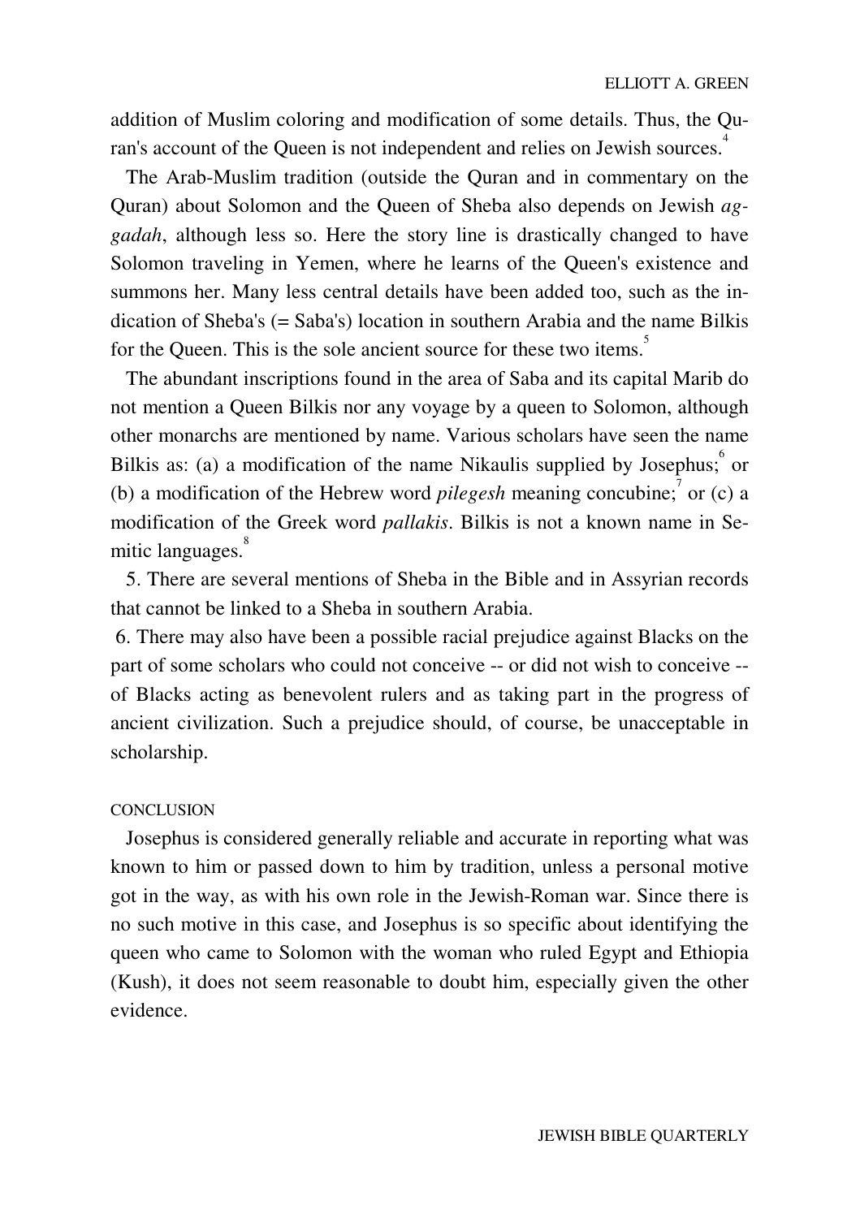addition of Muslim coloring and modification of some details. Thus, the Quran's account of the Queen is not independent and relies on Jewish sources.[4]

The Arab-Muslim tradition (outside the Quran and in commentary on the Quran) about Solomon and the Queen of Sheba also depends on Jewish *aggadah*, although less so. Here the story line is drastically changed to have Solomon traveling in Yemen, where he learns of the Queen's existence and summons her. Many less central details have been added too, such as the indication of Sheba's (= Saba's) location in southern Arabia and the name Bilkis for the Queen. This is the sole ancient source for these two items.[5]

The abundant inscriptions found in the area of Saba and its capital Marib do not mention a Queen Bilkis nor any voyage by a queen to Solomon, although other monarchs are mentioned by name. Various scholars have seen the name Bilkis as: (a) a modification of the name Nikaulis supplied by Josephus;[6] or (b) a modification of the Hebrew word *pilegesh* meaning concubine;[7] or (c) a modification of the Greek word *pallakis*. Bilkis is not a known name in Semitic languages.[8]

5. There are several mentions of Sheba in the Bible and in Assyrian records that cannot be linked to a Sheba in southern Arabia.

6. There may also have been a possible racial prejudice against Blacks on the part of some scholars who could not conceive -- or did not wish to conceive -- of Blacks acting as benevolent rulers and as taking part in the progress of ancient civilization. Such a prejudice should, of course, be unacceptable in scholarship.

## CONCLUSION

Josephus is considered generally reliable and accurate in reporting what was known to him or passed down to him by tradition, unless a personal motive got in the way, as with his own role in the Jewish-Roman war. Since there is no such motive in this case, and Josephus is so specific about identifying the queen who came to Solomon with the woman who ruled Egypt and Ethiopia (Kush), it does not seem reasonable to doubt him, especially given the other evidence.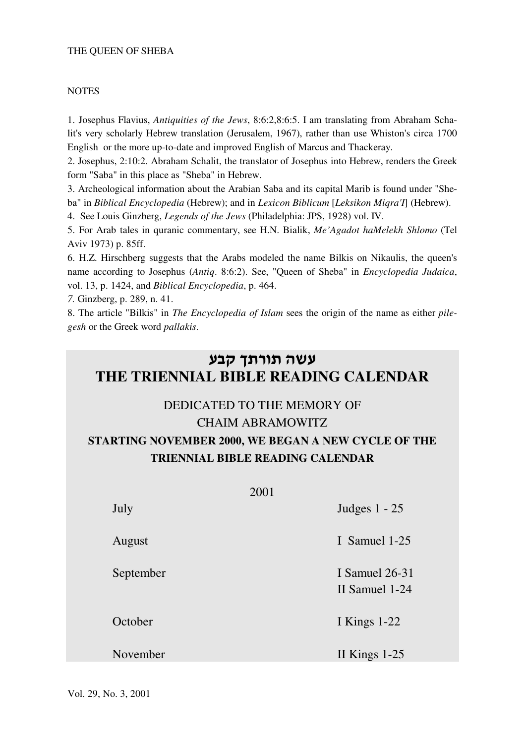## NOTES

1. Josephus Flavius, *Antiquities of the Jews*, 8:6:2,8:6:5. I am translating from Abraham Schalit's very scholarly Hebrew translation (Jerusalem, 1967), rather than use Whiston's circa 1700 English or the more up-to-date and improved English of Marcus and Thackeray.
2. Josephus, 2:10:2. Abraham Schalit, the translator of Josephus into Hebrew, renders the Greek form "Saba" in this place as "Sheba" in Hebrew.
3. Archeological information about the Arabian Saba and its capital Marib is found under "Sheba" in *Biblical Encyclopedia* (Hebrew); and in *Lexicon Biblicum* [*Leksikon Miqra'I*] (Hebrew).
4. See Louis Ginzberg, *Legends of the Jews* (Philadelphia: JPS, 1928) vol. IV.
5. For Arab tales in quranic commentary, see H.N. Bialik, *Me'Agadot haMelekh Shlomo* (Tel Aviv 1973) p. 85ff.
6. H.Z. Hirschberg suggests that the Arabs modeled the name Bilkis on Nikaulis, the queen's name according to Josephus (*Antiq*. 8:6:2). See, "Queen of Sheba" in *Encyclopedia Judaica*, vol. 13, p. 1424, and *Biblical Encyclopedia*, p. 464.
7. Ginzberg, p. 289, n. 41.
8. The article "Bilkis" in *The Encyclopedia of Islam* sees the origin of the name as either *pilegesh* or the Greek word *pallakis*.

# עשה תורתך קבע
# THE TRIENNIAL BIBLE READING CALENDAR

DEDICATED TO THE MEMORY OF
CHAIM ABRAMOWITZ

**STARTING NOVEMBER 2000, WE BEGAN A NEW CYCLE OF THE TRIENNIAL BIBLE READING CALENDAR**

| 2001 | |
|---|---|
| July | Judges 1 - 25 |
| August | I Samuel 1-25 |
| September | I Samuel 26-31<br>II Samuel 1-24 |
| October | I Kings 1-22 |
| November | II Kings 1-25 |